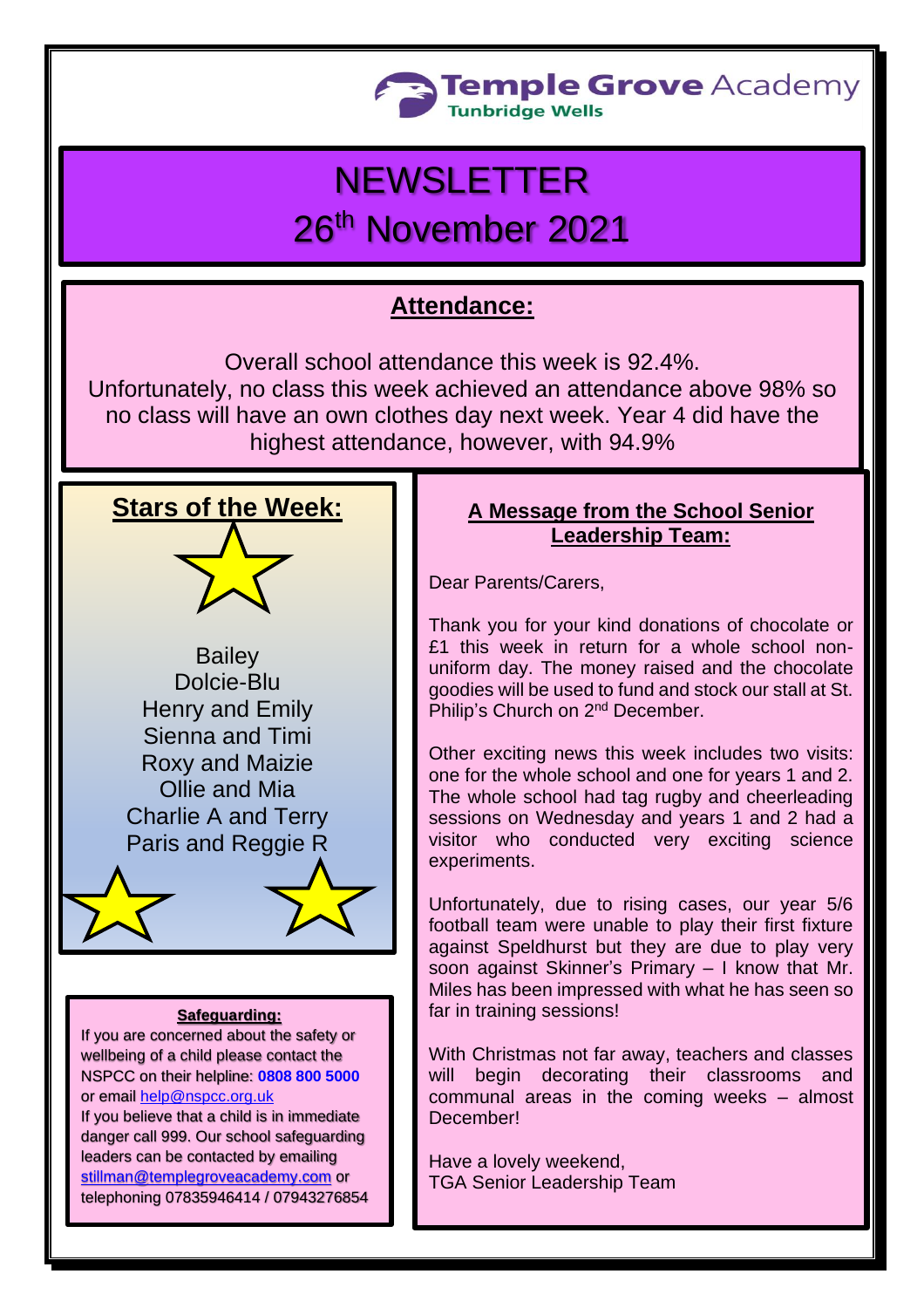Temple Grove Academy
Tunbridge Wells

# NEWSLETTER
# 26th November 2021

## Attendance:

Overall school attendance this week is 92.4%.
Unfortunately, no class this week achieved an attendance above 98% so no class will have an own clothes day next week. Year 4 did have the highest attendance, however, with 94.9%

## Stars of the Week:

Bailey
Dolcie-Blu
Henry and Emily
Sienna and Timi
Roxy and Maizie
Ollie and Mia
Charlie A and Terry
Paris and Reggie R

### Safeguarding:

If you are concerned about the safety or wellbeing of a child please contact the NSPCC on their helpline: **0808 800 5000** or email help@nspcc.org.uk
If you believe that a child is in immediate danger call 999. Our school safeguarding leaders can be contacted by emailing stillman@templegroveacademy.com or telephoning 07835946414 / 07943276854

## A Message from the School Senior Leadership Team:

Dear Parents/Carers,

Thank you for your kind donations of chocolate or £1 this week in return for a whole school non-uniform day. The money raised and the chocolate goodies will be used to fund and stock our stall at St. Philip's Church on 2nd December.

Other exciting news this week includes two visits: one for the whole school and one for years 1 and 2. The whole school had tag rugby and cheerleading sessions on Wednesday and years 1 and 2 had a visitor who conducted very exciting science experiments.

Unfortunately, due to rising cases, our year 5/6 football team were unable to play their first fixture against Speldhurst but they are due to play very soon against Skinner's Primary – I know that Mr. Miles has been impressed with what he has seen so far in training sessions!

With Christmas not far away, teachers and classes will begin decorating their classrooms and communal areas in the coming weeks – almost December!

Have a lovely weekend,
TGA Senior Leadership Team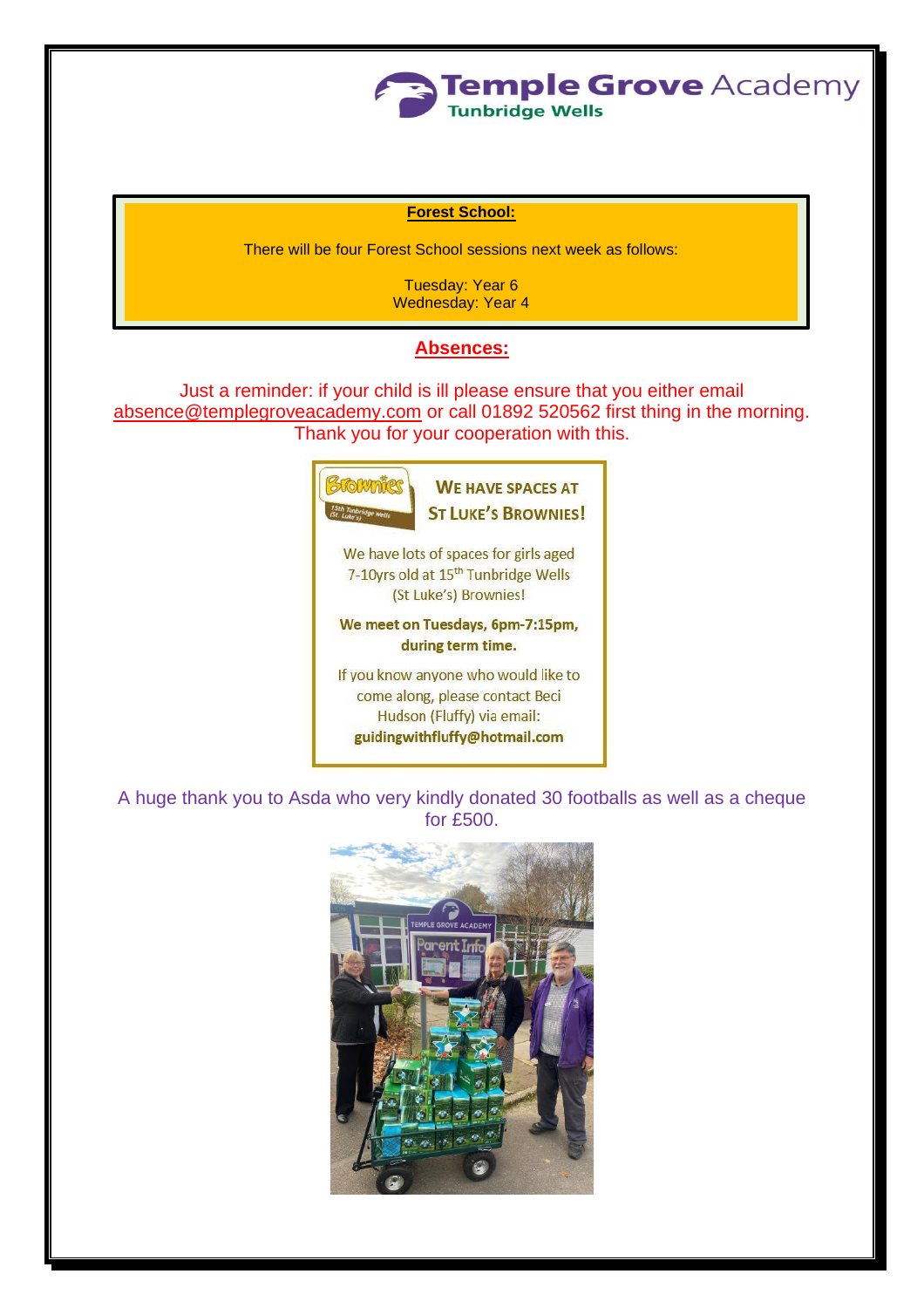**Forest School:**

There will be four Forest School sessions next week as follows:

Tuesday: Year 6
Wednesday: Year 4

## Absences:

Just a reminder: if your child is ill please ensure that you either email absence@templegroveacademy.com or call 01892 520562 first thing in the morning. Thank you for your cooperation with this.

**We have spaces at St Luke's Brownies!**

We have lots of spaces for girls aged 7-10yrs old at 15th Tunbridge Wells (St Luke's) Brownies!

**We meet on Tuesdays, 6pm-7:15pm, during term time.**

If you know anyone who would like to come along, please contact Beci Hudson (Fluffy) via email: **guidingwithfluffy@hotmail.com**

A huge thank you to Asda who very kindly donated 30 footballs as well as a cheque for £500.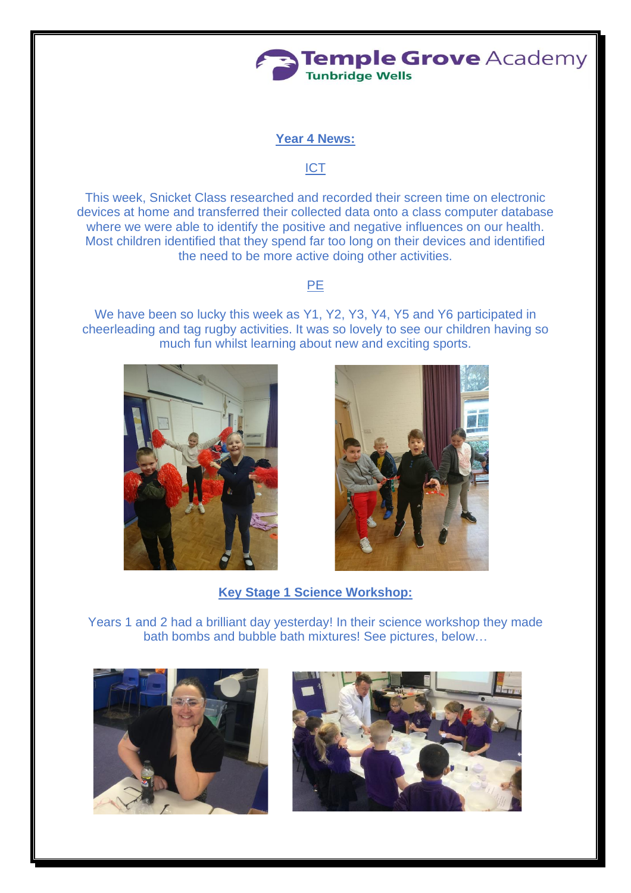## Year 4 News:

### ICT

This week, Snicket Class researched and recorded their screen time on electronic devices at home and transferred their collected data onto a class computer database where we were able to identify the positive and negative influences on our health. Most children identified that they spend far too long on their devices and identified the need to be more active doing other activities.

### PE

We have been so lucky this week as Y1, Y2, Y3, Y4, Y5 and Y6 participated in cheerleading and tag rugby activities. It was so lovely to see our children having so much fun whilst learning about new and exciting sports.

## Key Stage 1 Science Workshop:

Years 1 and 2 had a brilliant day yesterday! In their science workshop they made bath bombs and bubble bath mixtures! See pictures, below…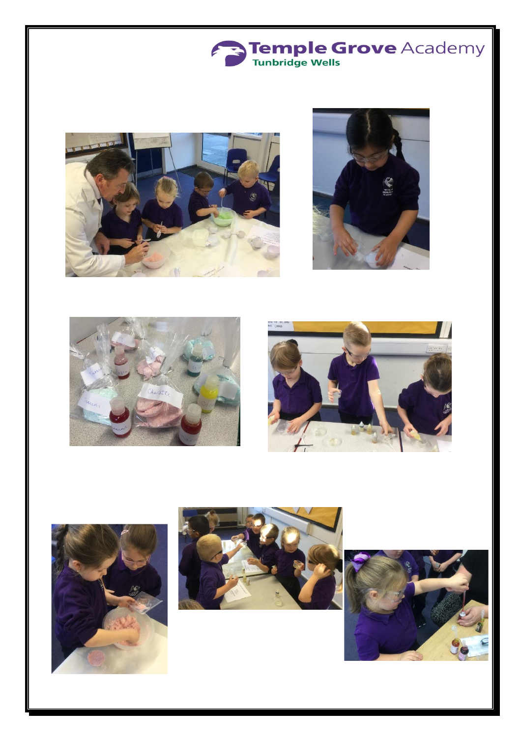Temple Grove Academy
Tunbridge Wells